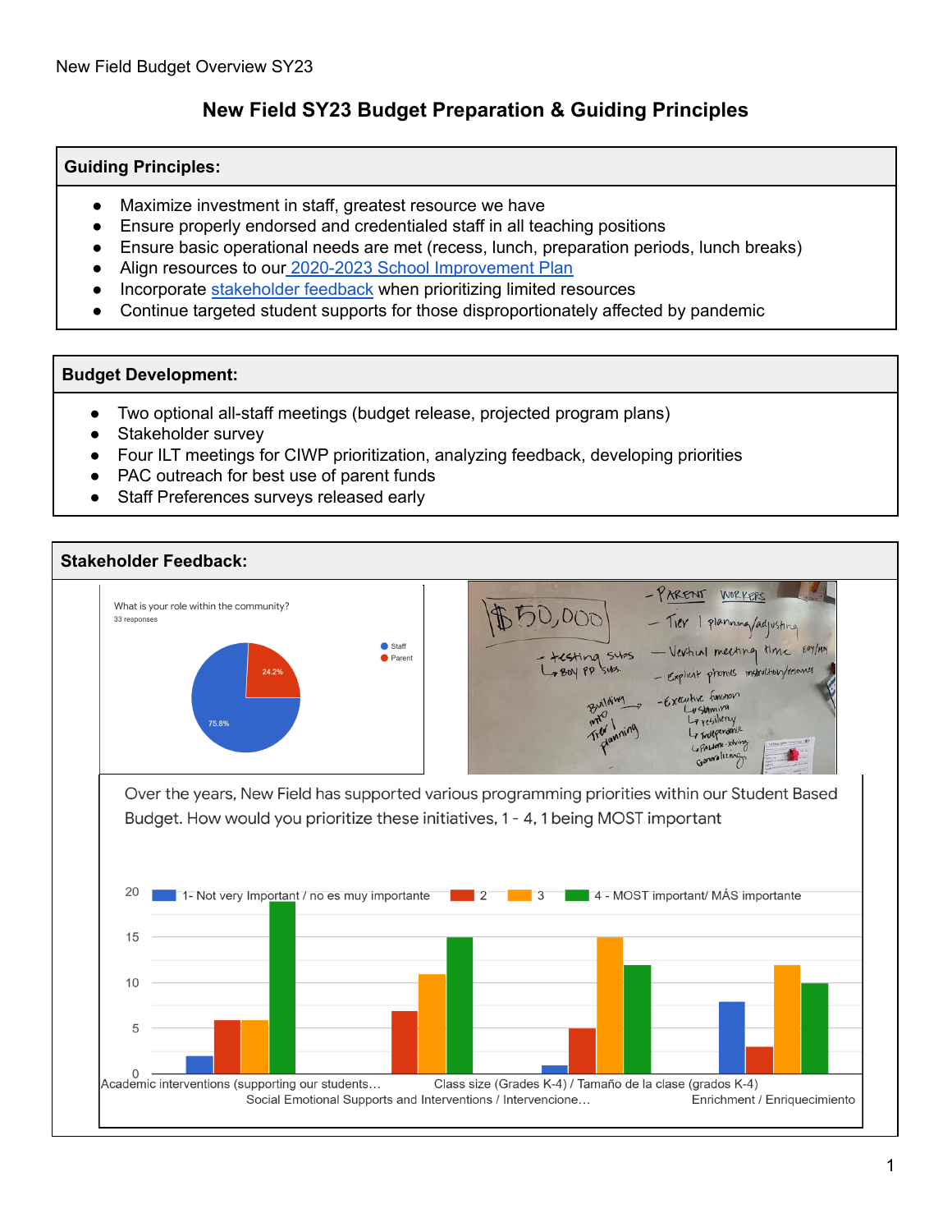# New Field SY23 Budget Preparation & Guiding Principles

## Guiding Principles:

- Maximize investment in staff, greatest resource we have
- Ensure properly endorsed and credentialed staff in all teaching positions
- Ensure basic operational needs are met (recess, lunch, preparation periods, lunch breaks)
- Align resources to our 2020-2023 School Improvement Plan
- Incorporate stakeholder feedback when prioritizing limited resources
- Continue targeted student supports for those disproportionately affected by pandemic

## Budget Development:

- Two optional all-staff meetings (budget release, projected program plans)
- Stakeholder survey
- Four ILT meetings for CIWP prioritization, analyzing feedback, developing priorities
- PAC outreach for best use of parent funds
- Staff Preferences surveys released early

## Stakeholder Feedback:

What is your role within the community?
33 responses

- Staff: 75.8%
- Parent: 24.2%

$50,000
- testing subs → BOY PP subs
- Building into Tier 1 planning
- PARENT WORKERS
- Tier 1 planning/adjusting
- Vertical meeting time EOY/MM
- Explicit phonics instruction/resources
- Executive function → Stamina → resiliency → Independence → Problem-solving → Generalizing

Over the years, New Field has supported various programming priorities within our Student Based Budget. How would you prioritize these initiatives, 1 - 4, 1 being MOST important

| Initiative | 1- Not very Important / no es muy importante | 2 | 3 | 4 - MOST important/ MÁS importante |
| --- | --- | --- | --- | --- |
| Academic interventions (supporting our students… | 2 | 6 | 6 | 19 |
| Social Emotional Supports and Interventions / Intervencione… | 0 | 7 | 11 | 15 |
| Class size (Grades K-4) / Tamaño de la clase (grados K-4) | 1 | 5 | 15 | 12 |
| Enrichment / Enriquecimiento | 8 | 3 | 12 | 10 |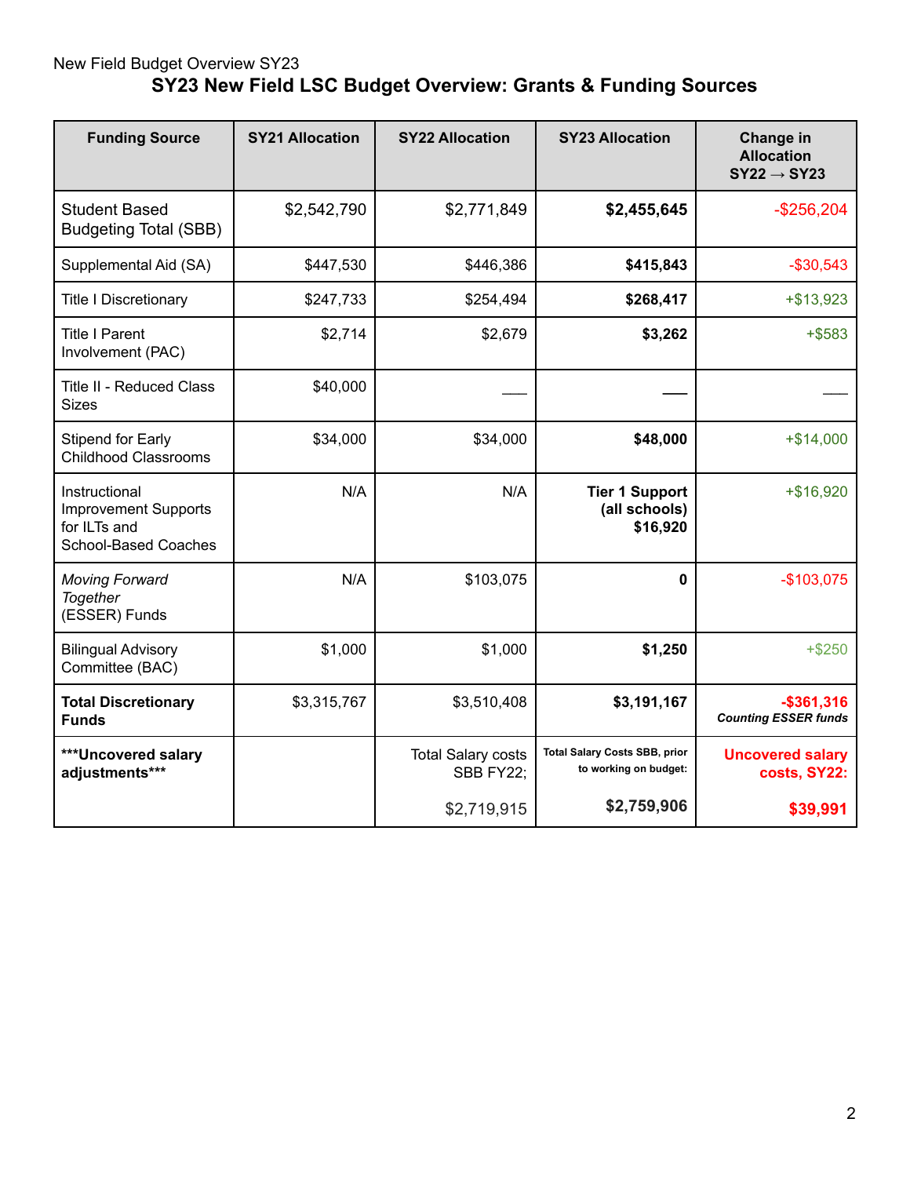New Field Budget Overview SY23

# SY23 New Field LSC Budget Overview: Grants & Funding Sources

| Funding Source | SY21 Allocation | SY22 Allocation | SY23 Allocation | Change in Allocation SY22 → SY23 |
|---|---|---|---|---|
| Student Based Budgeting Total (SBB) | $2,542,790 | $2,771,849 | **$2,455,645** | -$256,204 |
| Supplemental Aid (SA) | $447,530 | $446,386 | **$415,843** | -$30,543 |
| Title I Discretionary | $247,733 | $254,494 | **$268,417** | +$13,923 |
| Title I Parent Involvement (PAC) | $2,714 | $2,679 | **$3,262** | +$583 |
| Title II - Reduced Class Sizes | $40,000 | ___ | ___ | ___ |
| Stipend for Early Childhood Classrooms | $34,000 | $34,000 | **$48,000** | +$14,000 |
| Instructional Improvement Supports for ILTs and School-Based Coaches | N/A | N/A | **Tier 1 Support (all schools) $16,920** | +$16,920 |
| *Moving Forward Together* (ESSER) Funds | N/A | $103,075 | **0** | -$103,075 |
| Bilingual Advisory Committee (BAC) | $1,000 | $1,000 | **$1,250** | +$250 |
| **Total Discretionary Funds** | $3,315,767 | $3,510,408 | **$3,191,167** | **-$361,316** ***Counting ESSER funds*** |
| **\*\*\*Uncovered salary adjustments\*\*\*** | | Total Salary costs SBB FY22; $2,719,915 | **Total Salary Costs SBB, prior to working on budget: $2,759,906** | **Uncovered salary costs, SY22: $39,991** |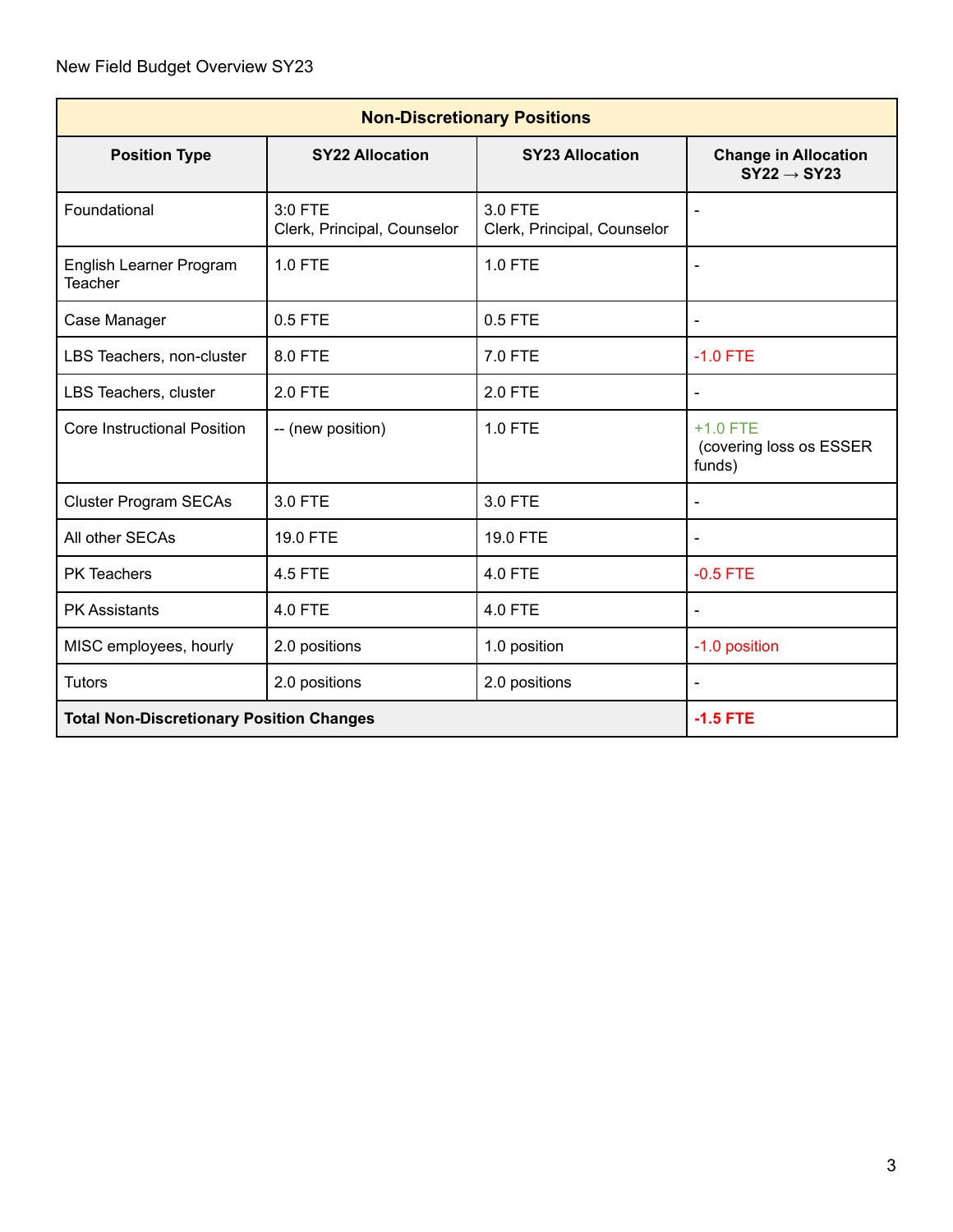New Field Budget Overview SY23

| Non-Discretionary Positions | | | |
|---|---|---|---|
| **Position Type** | **SY22 Allocation** | **SY23 Allocation** | **Change in Allocation SY22 → SY23** |
| Foundational | 3:0 FTE<br>Clerk, Principal, Counselor | 3.0 FTE<br>Clerk, Principal, Counselor | - |
| English Learner Program Teacher | 1.0 FTE | 1.0 FTE | - |
| Case Manager | 0.5 FTE | 0.5 FTE | - |
| LBS Teachers, non-cluster | 8.0 FTE | 7.0 FTE | -1.0 FTE |
| LBS Teachers, cluster | 2.0 FTE | 2.0 FTE | - |
| Core Instructional Position | -- (new position) | 1.0 FTE | +1.0 FTE<br>(covering loss os ESSER funds) |
| Cluster Program SECAs | 3.0 FTE | 3.0 FTE | - |
| All other SECAs | 19.0 FTE | 19.0 FTE | - |
| PK Teachers | 4.5 FTE | 4.0 FTE | -0.5 FTE |
| PK Assistants | 4.0 FTE | 4.0 FTE | - |
| MISC employees, hourly | 2.0 positions | 1.0 position | -1.0 position |
| Tutors | 2.0 positions | 2.0 positions | - |
| **Total Non-Discretionary Position Changes** | | | **-1.5 FTE** |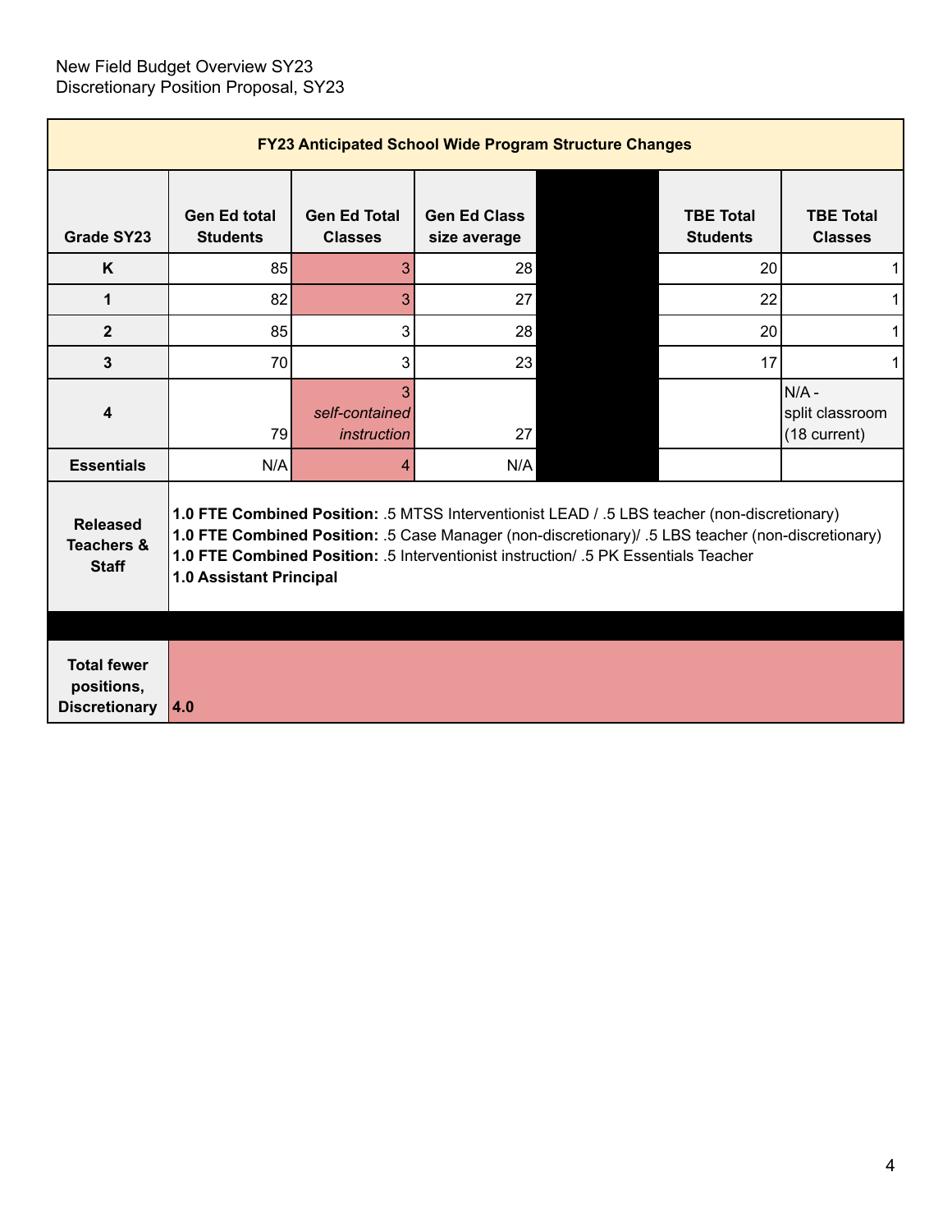New Field Budget Overview SY23
Discretionary Position Proposal, SY23

| FY23 Anticipated School Wide Program Structure Changes | | | | | | |
|---|---|---|---|---|---|---|
| **Grade SY23** | **Gen Ed total Students** | **Gen Ed Total Classes** | **Gen Ed Class size average** | | **TBE Total Students** | **TBE Total Classes** |
| **K** | 85 | 3 | 28 | | 20 | 1 |
| **1** | 82 | 3 | 27 | | 22 | 1 |
| **2** | 85 | 3 | 28 | | 20 | 1 |
| **3** | 70 | 3 | 23 | | 17 | 1 |
| **4** | 79 | 3 *self-contained instruction* | 27 | | | N/A - split classroom (18 current) |
| **Essentials** | N/A | 4 | N/A | | | |
| **Released Teachers & Staff** | **1.0 FTE Combined Position:** .5 MTSS Interventionist LEAD / .5 LBS teacher (non-discretionary)<br>**1.0 FTE Combined Position:** .5 Case Manager (non-discretionary)/ .5 LBS teacher (non-discretionary)<br>**1.0 FTE Combined Position:** .5 Interventionist instruction/ .5 PK Essentials Teacher<br>**1.0 Assistant Principal** | | | | | |
| | | | | | | |
| **Total fewer positions, Discretionary** | **4.0** | | | | | |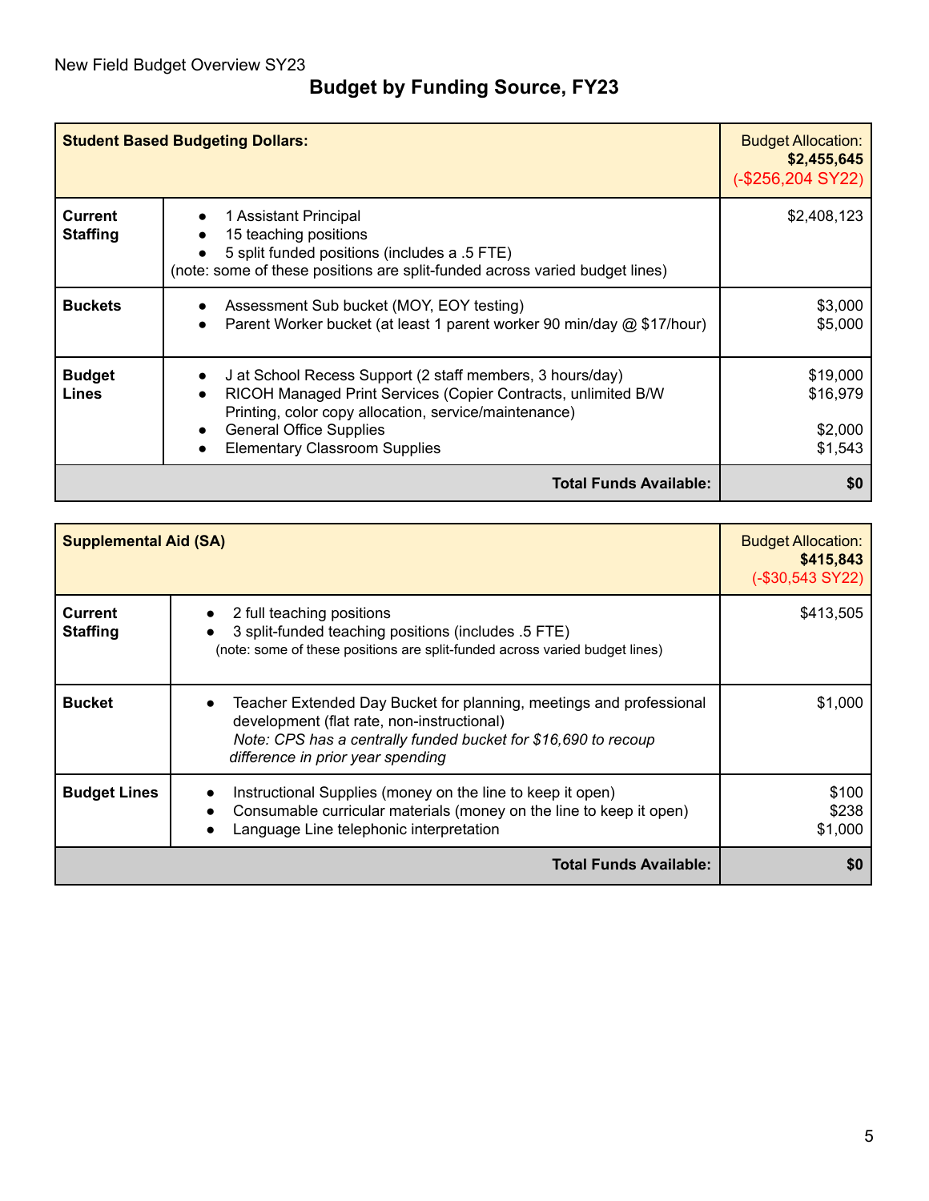New Field Budget Overview SY23

## Budget by Funding Source, FY23

| **Student Based Budgeting Dollars:** | | Budget Allocation: **$2,455,645** (-$256,204 SY22) |
|---|---|---|
| **Current Staffing** | • 1 Assistant Principal<br>• 15 teaching positions<br>• 5 split funded positions (includes a .5 FTE)<br>(note: some of these positions are split-funded across varied budget lines) | $2,408,123 |
| **Buckets** | • Assessment Sub bucket (MOY, EOY testing)<br>• Parent Worker bucket (at least 1 parent worker 90 min/day @ $17/hour) | $3,000<br>$5,000 |
| **Budget Lines** | • J at School Recess Support (2 staff members, 3 hours/day)<br>• RICOH Managed Print Services (Copier Contracts, unlimited B/W Printing, color copy allocation, service/maintenance)<br>• General Office Supplies<br>• Elementary Classroom Supplies | $19,000<br>$16,979<br>$2,000<br>$1,543 |
| | **Total Funds Available:** | **$0** |

| **Supplemental Aid (SA)** | | Budget Allocation: **$415,843** (-$30,543 SY22) |
|---|---|---|
| **Current Staffing** | • 2 full teaching positions<br>• 3 split-funded teaching positions (includes .5 FTE)<br>(note: some of these positions are split-funded across varied budget lines) | $413,505 |
| **Bucket** | • Teacher Extended Day Bucket for planning, meetings and professional development (flat rate, non-instructional)<br>*Note: CPS has a centrally funded bucket for $16,690 to recoup difference in prior year spending* | $1,000 |
| **Budget Lines** | • Instructional Supplies (money on the line to keep it open)<br>• Consumable curricular materials (money on the line to keep it open)<br>• Language Line telephonic interpretation | $100<br>$238<br>$1,000 |
| | **Total Funds Available:** | **$0** |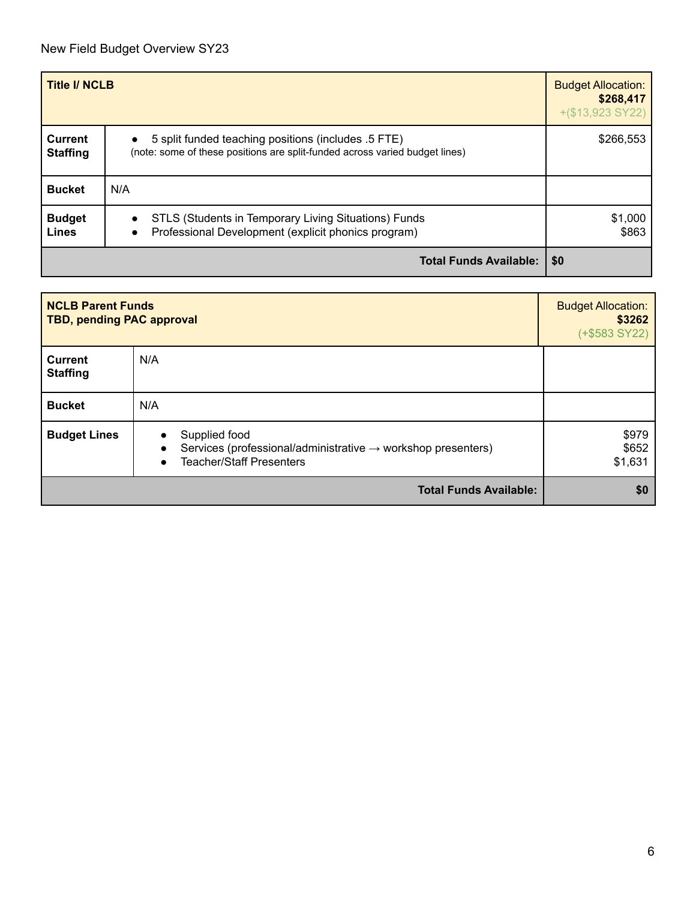New Field Budget Overview SY23

| **Title I/ NCLB** | | Budget Allocation: **$268,417** +($13,923 SY22) |
|---|---|---|
| **Current Staffing** | • 5 split funded teaching positions (includes .5 FTE) (note: some of these positions are split-funded across varied budget lines) | $266,553 |
| **Bucket** | N/A | |
| **Budget Lines** | • STLS (Students in Temporary Living Situations) Funds<br>• Professional Development (explicit phonics program) | $1,000<br>$863 |
| | **Total Funds Available:** | **$0** |

| **NCLB Parent Funds**<br>**TBD, pending PAC approval** | | Budget Allocation: **$3262** (+$583 SY22) |
|---|---|---|
| **Current Staffing** | N/A | |
| **Bucket** | N/A | |
| **Budget Lines** | • Supplied food<br>• Services (professional/administrative → workshop presenters)<br>• Teacher/Staff Presenters | $979<br>$652<br>$1,631 |
| | **Total Funds Available:** | **$0** |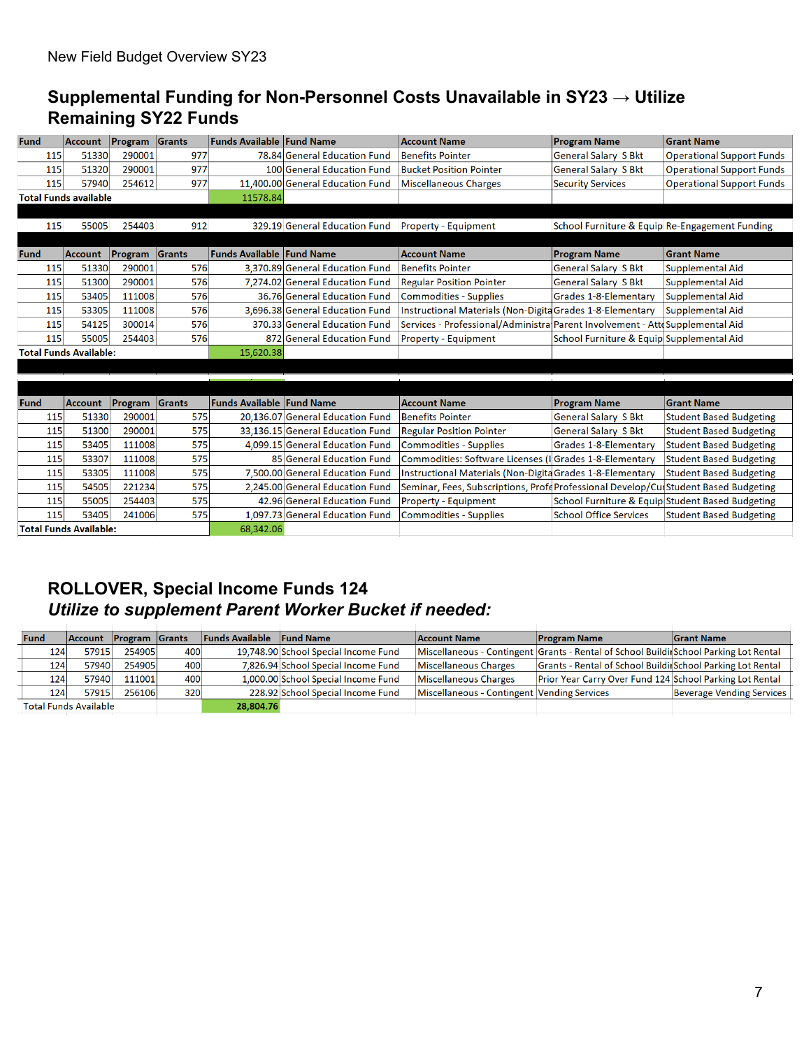New Field Budget Overview SY23

## Supplemental Funding for Non-Personnel Costs Unavailable in SY23 → Utilize Remaining SY22 Funds

| Fund | Account | Program | Grants | Funds Available | Fund Name | Account Name | Program Name | Grant Name |
|---|---|---|---|---|---|---|---|---|
| 115 | 51330 | 290001 | 977 | 78.84 | General Education Fund | Benefits Pointer | General Salary S Bkt | Operational Support Funds |
| 115 | 51320 | 290001 | 977 | 100 | General Education Fund | Bucket Position Pointer | General Salary S Bkt | Operational Support Funds |
| 115 | 57940 | 254612 | 977 | 11,400.00 | General Education Fund | Miscellaneous Charges | Security Services | Operational Support Funds |
| Total Funds available | | | | 11578.84 | | | | |

| | | | | | | | | |
|---|---|---|---|---|---|---|---|---|
| 115 | 55005 | 254403 | 912 | 329.19 | General Education Fund | Property - Equipment | School Furniture & Equip | Re-Engagement Funding |

| Fund | Account | Program | Grants | Funds Available | Fund Name | Account Name | Program Name | Grant Name |
|---|---|---|---|---|---|---|---|---|
| 115 | 51330 | 290001 | 576 | 3,370.89 | General Education Fund | Benefits Pointer | General Salary S Bkt | Supplemental Aid |
| 115 | 51300 | 290001 | 576 | 7,274.02 | General Education Fund | Regular Position Pointer | General Salary S Bkt | Supplemental Aid |
| 115 | 53405 | 111008 | 576 | 36.76 | General Education Fund | Commodities - Supplies | Grades 1-8-Elementary | Supplemental Aid |
| 115 | 53305 | 111008 | 576 | 3,696.38 | General Education Fund | Instructional Materials (Non-Digita | Grades 1-8-Elementary | Supplemental Aid |
| 115 | 54125 | 300014 | 576 | 370.33 | General Education Fund | Services - Professional/Administra | Parent Involvement - Atte | Supplemental Aid |
| 115 | 55005 | 254403 | 576 | 872 | General Education Fund | Property - Equipment | School Furniture & Equip | Supplemental Aid |
| Total Funds Available: | | | | 15,620.38 | | | | |

| Fund | Account | Program | Grants | Funds Available | Fund Name | Account Name | Program Name | Grant Name |
|---|---|---|---|---|---|---|---|---|
| 115 | 51330 | 290001 | 575 | 20,136.07 | General Education Fund | Benefits Pointer | General Salary S Bkt | Student Based Budgeting |
| 115 | 51300 | 290001 | 575 | 33,136.15 | General Education Fund | Regular Position Pointer | General Salary S Bkt | Student Based Budgeting |
| 115 | 53405 | 111008 | 575 | 4,099.15 | General Education Fund | Commodities - Supplies | Grades 1-8-Elementary | Student Based Budgeting |
| 115 | 53307 | 111008 | 575 | 85 | General Education Fund | Commodities: Software Licenses (I | Grades 1-8-Elementary | Student Based Budgeting |
| 115 | 53305 | 111008 | 575 | 7,500.00 | General Education Fund | Instructional Materials (Non-Digita | Grades 1-8-Elementary | Student Based Budgeting |
| 115 | 54505 | 221234 | 575 | 2,245.00 | General Education Fund | Seminar, Fees, Subscriptions, Profe | Professional Develop/Cur | Student Based Budgeting |
| 115 | 55005 | 254403 | 575 | 42.96 | General Education Fund | Property - Equipment | School Furniture & Equip | Student Based Budgeting |
| 115 | 53405 | 241006 | 575 | 1,097.73 | General Education Fund | Commodities - Supplies | School Office Services | Student Based Budgeting |
| Total Funds Available: | | | | 68,342.06 | | | | |

## ROLLOVER, Special Income Funds 124

## *Utilize to supplement Parent Worker Bucket if needed:*

| Fund | Account | Program | Grants | Funds Available | Fund Name | Account Name | Program Name | Grant Name |
|---|---|---|---|---|---|---|---|---|
| 124 | 57915 | 254905 | 400 | 19,748.90 | School Special Income Fund | Miscellaneous - Contingent | Grants - Rental of School Buildi | School Parking Lot Rental |
| 124 | 57940 | 254905 | 400 | 7,826.94 | School Special Income Fund | Miscellaneous Charges | Grants - Rental of School Buildi | School Parking Lot Rental |
| 124 | 57940 | 111001 | 400 | 1,000.00 | School Special Income Fund | Miscellaneous Charges | Prior Year Carry Over Fund 124 | School Parking Lot Rental |
| 124 | 57915 | 256106 | 320 | 228.92 | School Special Income Fund | Miscellaneous - Contingent | Vending Services | Beverage Vending Services |
| Total Funds Available | | | | 28,804.76 | | | | |